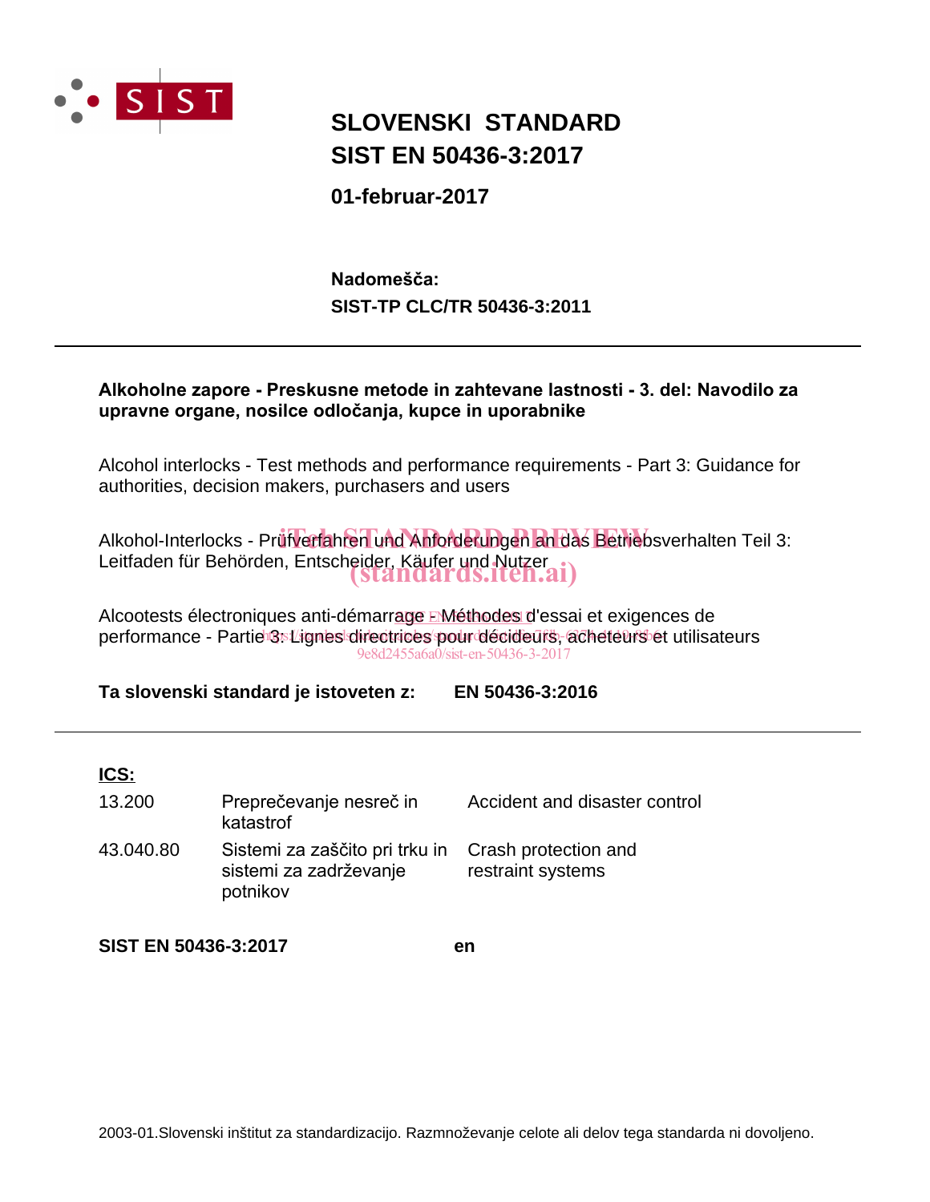SIST

# SLOVENSKI STANDARD
# SIST EN 50436-3:2017

**01-februar-2017**

**Nadomešča:**
**SIST-TP CLC/TR 50436-3:2011**

---

**Alkoholne zapore - Preskusne metode in zahtevane lastnosti - 3. del: Navodilo za upravne organe, nosilce odločanja, kupce in uporabnike**

Alcohol interlocks - Test methods and performance requirements - Part 3: Guidance for authorities, decision makers, purchasers and users

Alkohol-Interlocks - Prüfverfahren und Anforderungen an das Betriebsverhalten Teil 3: Leitfaden für Behörden, Entscheider, Käufer und Nutzer

Alcootests électroniques anti-démarrage - Méthodes d'essai et exigences de performance - Partie 3: Lignes directrices pour décideurs, acheteurs et utilisateurs

**Ta slovenski standard je istoveten z: EN 50436-3:2016**

---

**ICS:**

| | | |
|---|---|---|
| 13.200 | Preprečevanje nesreč in katastrof | Accident and disaster control |
| 43.040.80 | Sistemi za zaščito pri trku in sistemi za zadrževanje potnikov | Crash protection and restraint systems |

**SIST EN 50436-3:2017** **en**

2003-01.Slovenski inštitut za standardizacijo. Razmnoževanje celote ali delov tega standarda ni dovoljeno.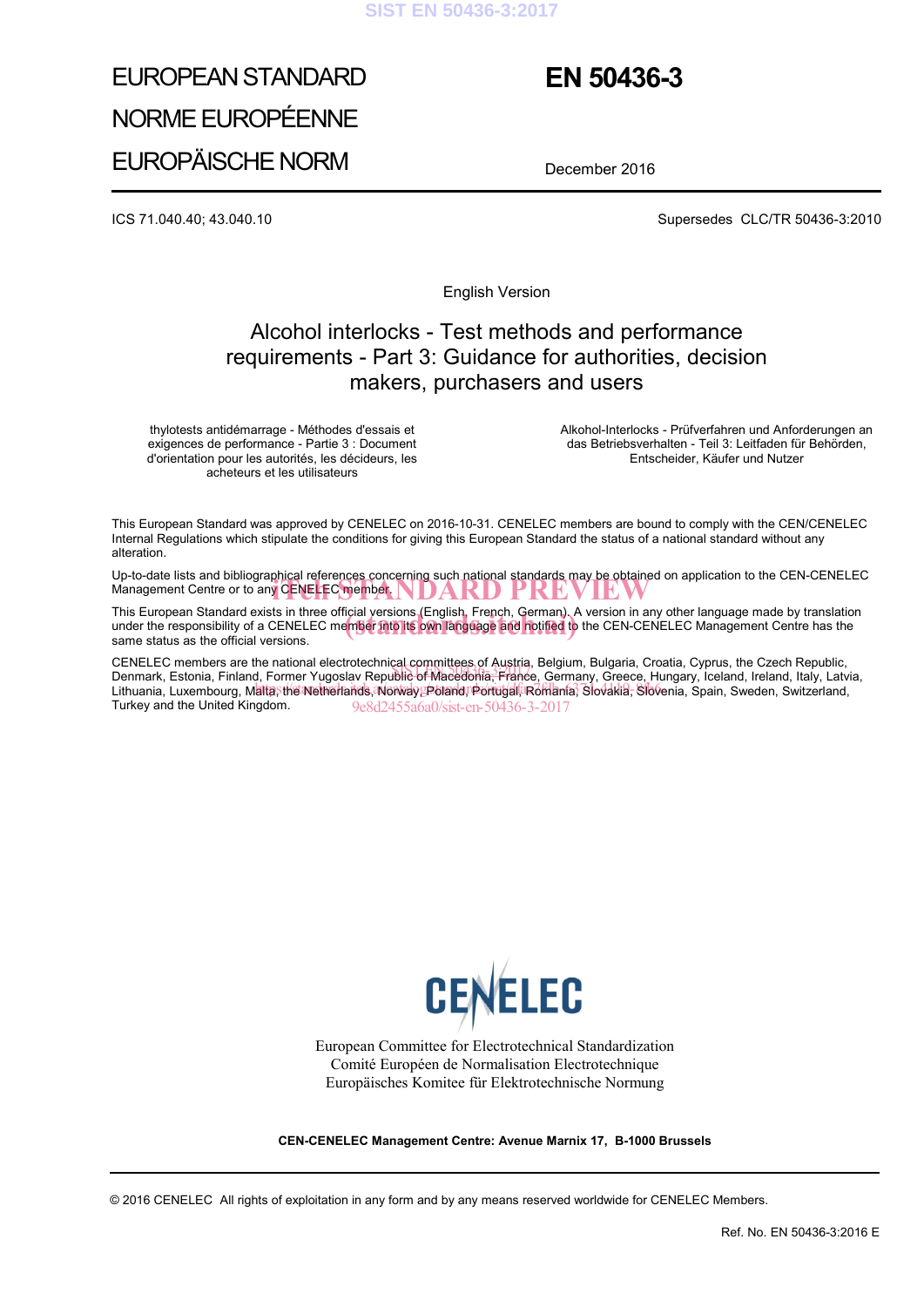# EUROPEAN STANDARD

# NORME EUROPÉENNE

# EUROPÄISCHE NORM

**EN 50436-3**

December 2016

ICS 71.040.40; 43.040.10

Supersedes CLC/TR 50436-3:2010

English Version

## Alcohol interlocks - Test methods and performance requirements - Part 3: Guidance for authorities, decision makers, purchasers and users

thylotests antidémarrage - Méthodes d'essais et exigences de performance - Partie 3 : Document d'orientation pour les autorités, les décideurs, les acheteurs et les utilisateurs

Alkohol-Interlocks - Prüfverfahren und Anforderungen an das Betriebsverhalten - Teil 3: Leitfaden für Behörden, Entscheider, Käufer und Nutzer

This European Standard was approved by CENELEC on 2016-10-31. CENELEC members are bound to comply with the CEN/CENELEC Internal Regulations which stipulate the conditions for giving this European Standard the status of a national standard without any alteration.

Up-to-date lists and bibliographical references concerning such national standards may be obtained on application to the CEN-CENELEC Management Centre or to any CENELEC member.

This European Standard exists in three official versions (English, French, German). A version in any other language made by translation under the responsibility of a CENELEC member into its own language and notified to the CEN-CENELEC Management Centre has the same status as the official versions.

CENELEC members are the national electrotechnical committees of Austria, Belgium, Bulgaria, Croatia, Cyprus, the Czech Republic, Denmark, Estonia, Finland, Former Yugoslav Republic of Macedonia, France, Germany, Greece, Hungary, Iceland, Ireland, Italy, Latvia, Lithuania, Luxembourg, Malta, the Netherlands, Norway, Poland, Portugal, Romania, Slovakia, Slovenia, Spain, Sweden, Switzerland, Turkey and the United Kingdom.

European Committee for Electrotechnical Standardization
Comité Européen de Normalisation Electrotechnique
Europäisches Komitee für Elektrotechnische Normung

**CEN-CENELEC Management Centre: Avenue Marnix 17, B-1000 Brussels**

© 2016 CENELEC All rights of exploitation in any form and by any means reserved worldwide for CENELEC Members.

Ref. No. EN 50436-3:2016 E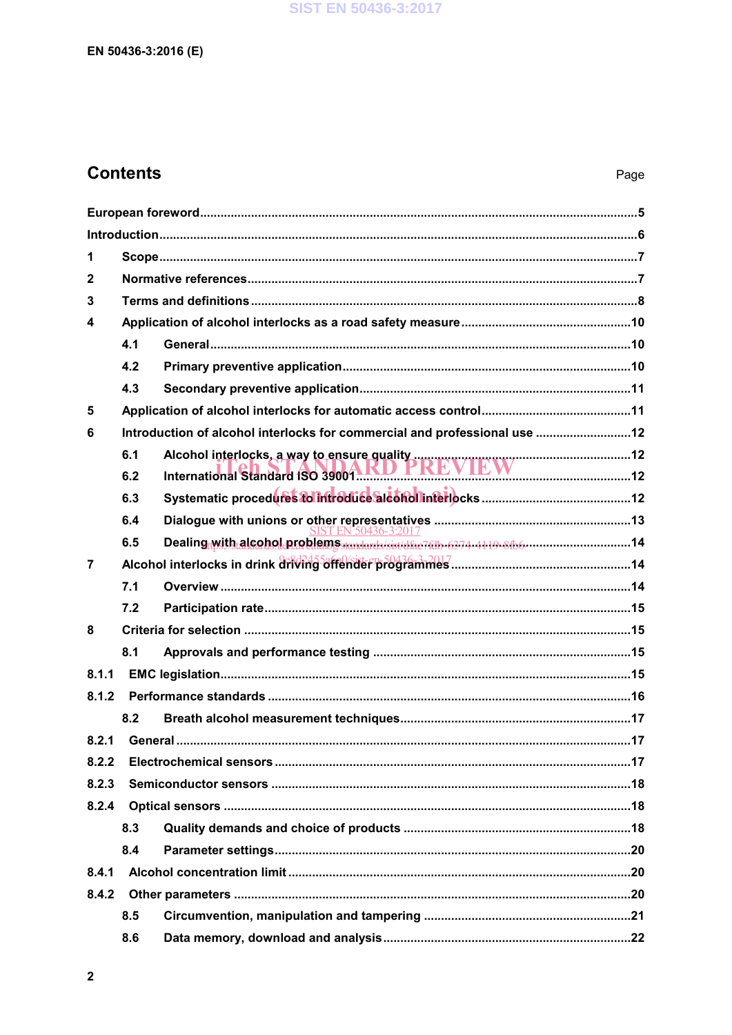## Contents

Page

European foreword ..... 5

Introduction ..... 6

1 Scope ..... 7

2 Normative references ..... 7

3 Terms and definitions ..... 8

4 Application of alcohol interlocks as a road safety measure ..... 10

4.1 General ..... 10

4.2 Primary preventive application ..... 10

4.3 Secondary preventive application ..... 11

5 Application of alcohol interlocks for automatic access control ..... 11

6 Introduction of alcohol interlocks for commercial and professional use ..... 12

6.1 Alcohol interlocks, a way to ensure quality ..... 12

6.2 International Standard ISO 39001 ..... 12

6.3 Systematic procedures to introduce alcohol interlocks ..... 12

6.4 Dialogue with unions or other representatives ..... 13

6.5 Dealing with alcohol problems ..... 14

7 Alcohol interlocks in drink driving offender programmes ..... 14

7.1 Overview ..... 14

7.2 Participation rate ..... 15

8 Criteria for selection ..... 15

8.1 Approvals and performance testing ..... 15

8.1.1 EMC legislation ..... 15

8.1.2 Performance standards ..... 16

8.2 Breath alcohol measurement techniques ..... 17

8.2.1 General ..... 17

8.2.2 Electrochemical sensors ..... 17

8.2.3 Semiconductor sensors ..... 18

8.2.4 Optical sensors ..... 18

8.3 Quality demands and choice of products ..... 18

8.4 Parameter settings ..... 20

8.4.1 Alcohol concentration limit ..... 20

8.4.2 Other parameters ..... 20

8.5 Circumvention, manipulation and tampering ..... 21

8.6 Data memory, download and analysis ..... 22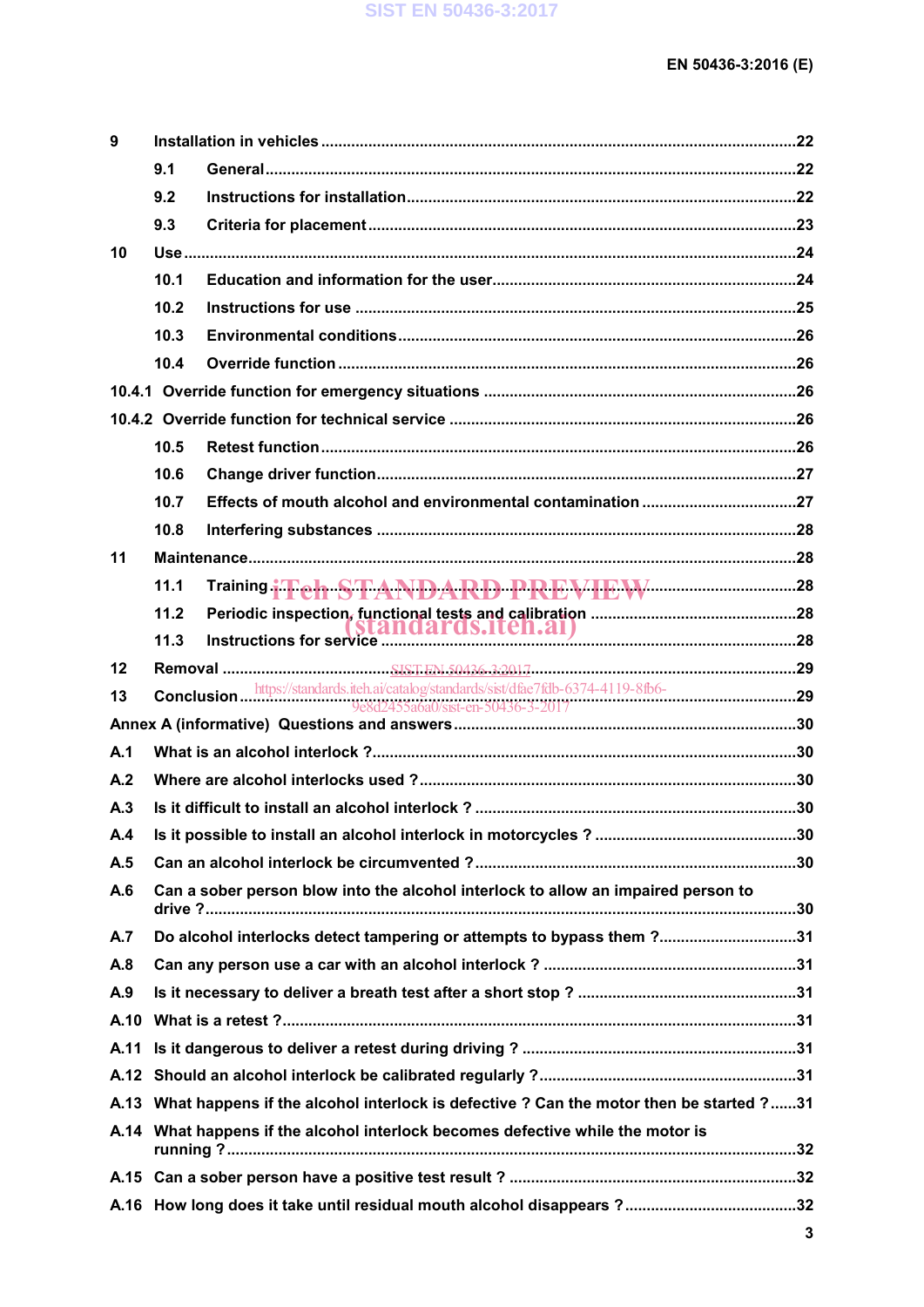9 Installation in vehicles ..........22

9.1 General ..........22

9.2 Instructions for installation ..........22

9.3 Criteria for placement ..........23

10 Use ..........24

10.1 Education and information for the user ..........24

10.2 Instructions for use ..........25

10.3 Environmental conditions ..........26

10.4 Override function ..........26

10.4.1 Override function for emergency situations ..........26

10.4.2 Override function for technical service ..........26

10.5 Retest function ..........26

10.6 Change driver function ..........27

10.7 Effects of mouth alcohol and environmental contamination ..........27

10.8 Interfering substances ..........28

11 Maintenance ..........28

11.1 Training ..........28

11.2 Periodic inspection, functional tests and calibration ..........28

11.3 Instructions for service ..........28

12 Removal ..........29

13 Conclusion ..........29

Annex A (informative) Questions and answers ..........30

A.1 What is an alcohol interlock ? ..........30

A.2 Where are alcohol interlocks used ? ..........30

A.3 Is it difficult to install an alcohol interlock ? ..........30

A.4 Is it possible to install an alcohol interlock in motorcycles ? ..........30

A.5 Can an alcohol interlock be circumvented ? ..........30

A.6 Can a sober person blow into the alcohol interlock to allow an impaired person to drive ? ..........30

A.7 Do alcohol interlocks detect tampering or attempts to bypass them ? ..........31

A.8 Can any person use a car with an alcohol interlock ? ..........31

A.9 Is it necessary to deliver a breath test after a short stop ? ..........31

A.10 What is a retest ? ..........31

A.11 Is it dangerous to deliver a retest during driving ? ..........31

A.12 Should an alcohol interlock be calibrated regularly ? ..........31

A.13 What happens if the alcohol interlock is defective ? Can the motor then be started ? ..........31

A.14 What happens if the alcohol interlock becomes defective while the motor is running ? ..........32

A.15 Can a sober person have a positive test result ? ..........32

A.16 How long does it take until residual mouth alcohol disappears ? ..........32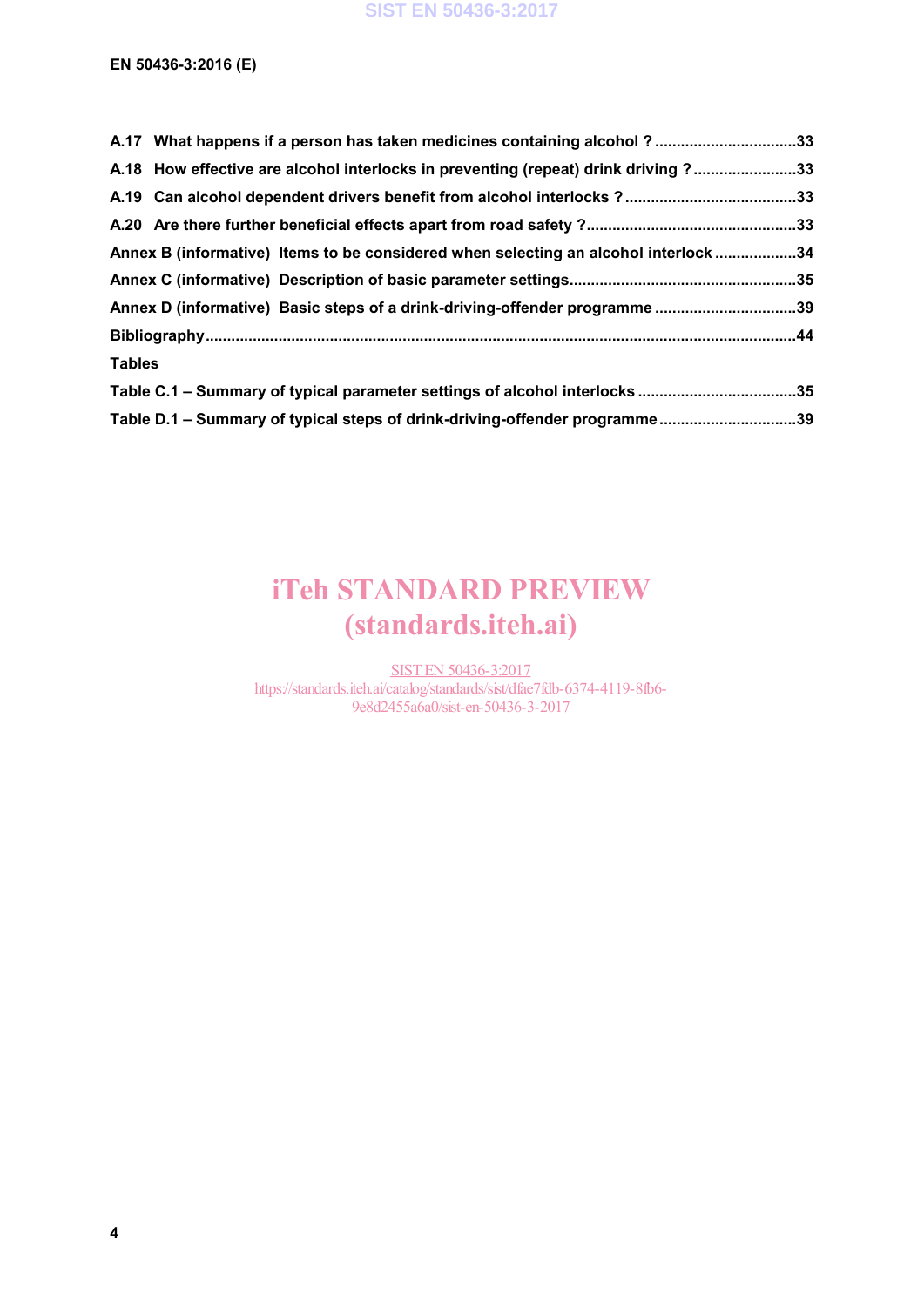A.17 What happens if a person has taken medicines containing alcohol ? ................................33

A.18 How effective are alcohol interlocks in preventing (repeat) drink driving ? ........................33

A.19 Can alcohol dependent drivers benefit from alcohol interlocks ? ........................................33

A.20 Are there further beneficial effects apart from road safety ?................................................33

Annex B (informative) Items to be considered when selecting an alcohol interlock ...................34

Annex C (informative) Description of basic parameter settings....................................................35

Annex D (informative) Basic steps of a drink-driving-offender programme ................................39

Bibliography........................................................................................................................................44

Tables

Table C.1 – Summary of typical parameter settings of alcohol interlocks ....................................35

Table D.1 – Summary of typical steps of drink-driving-offender programme ...............................39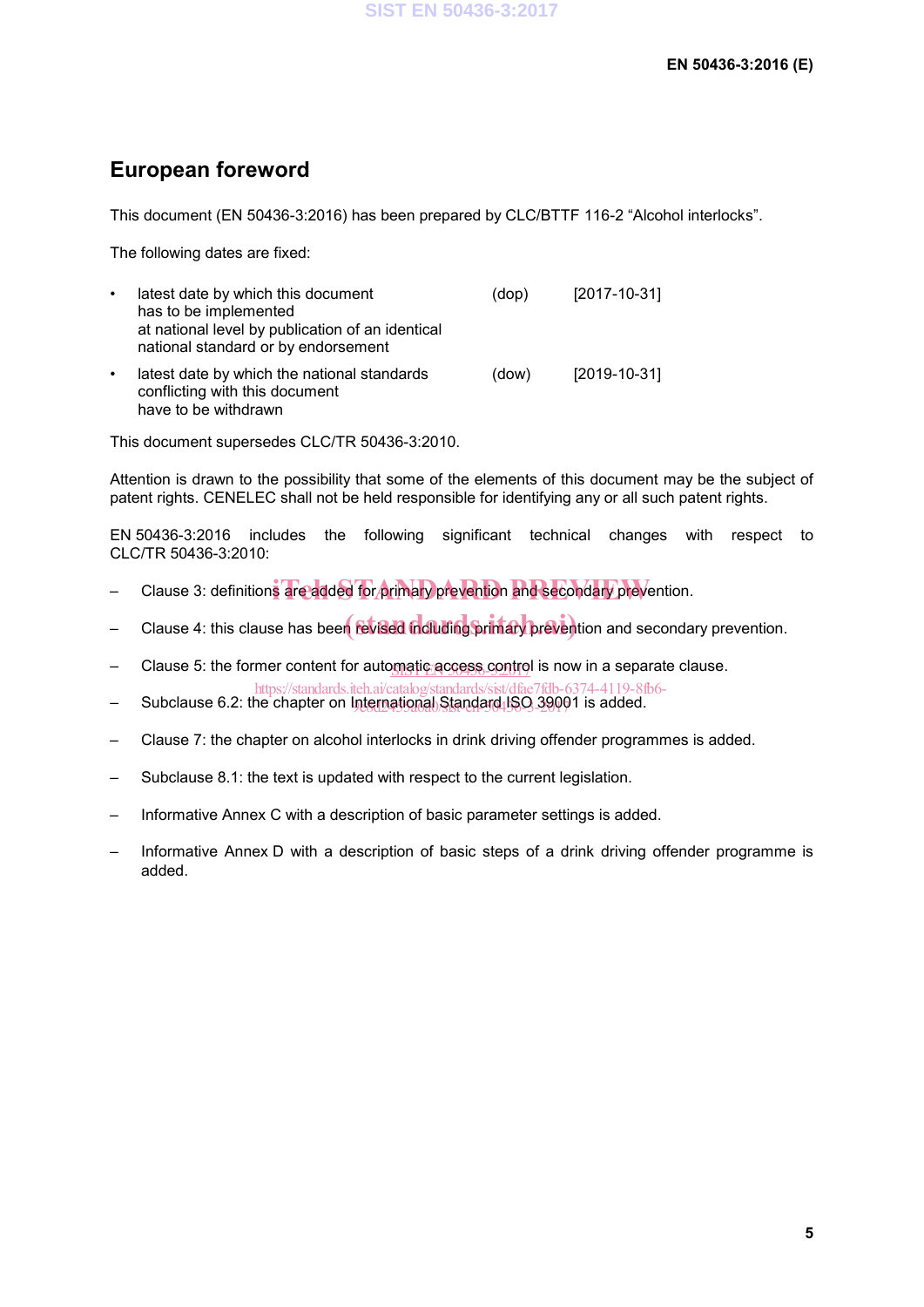## European foreword

This document (EN 50436-3:2016) has been prepared by CLC/BTTF 116-2 “Alcohol interlocks”.

The following dates are fixed:

- latest date by which this document has to be implemented at national level by publication of an identical national standard or by endorsement (dop) [2017-10-31]
- latest date by which the national standards conflicting with this document have to be withdrawn (dow) [2019-10-31]

This document supersedes CLC/TR 50436-3:2010.

Attention is drawn to the possibility that some of the elements of this document may be the subject of patent rights. CENELEC shall not be held responsible for identifying any or all such patent rights.

EN 50436-3:2016 includes the following significant technical changes with respect to CLC/TR 50436-3:2010:

– Clause 3: definitions are added for primary prevention and secondary prevention.

– Clause 4: this clause has been revised including primary prevention and secondary prevention.

– Clause 5: the former content for automatic access control is now in a separate clause.

– Subclause 6.2: the chapter on International Standard ISO 39001 is added.

– Clause 7: the chapter on alcohol interlocks in drink driving offender programmes is added.

– Subclause 8.1: the text is updated with respect to the current legislation.

– Informative Annex C with a description of basic parameter settings is added.

– Informative Annex D with a description of basic steps of a drink driving offender programme is added.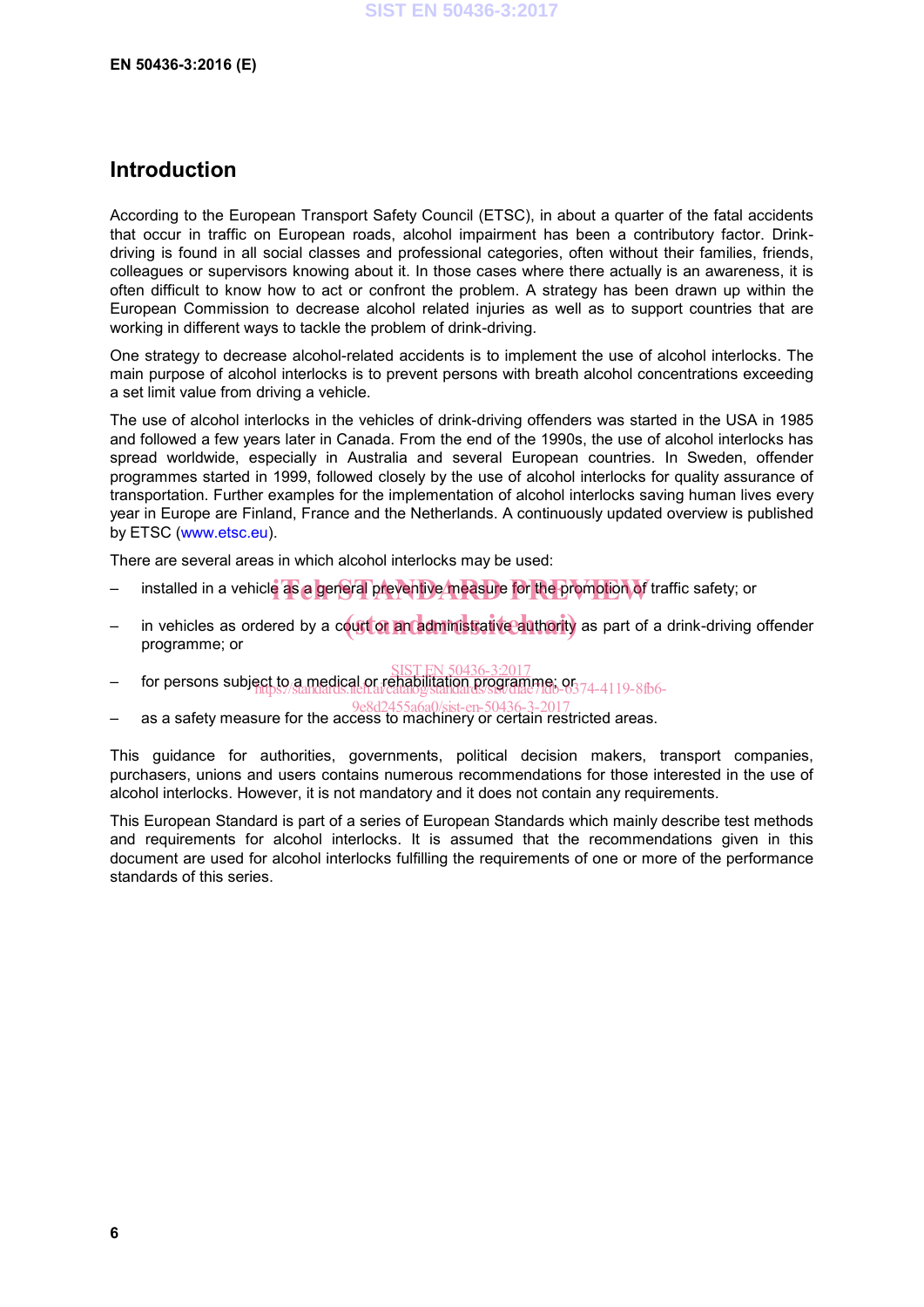## Introduction

According to the European Transport Safety Council (ETSC), in about a quarter of the fatal accidents that occur in traffic on European roads, alcohol impairment has been a contributory factor. Drink-driving is found in all social classes and professional categories, often without their families, friends, colleagues or supervisors knowing about it. In those cases where there actually is an awareness, it is often difficult to know how to act or confront the problem. A strategy has been drawn up within the European Commission to decrease alcohol related injuries as well as to support countries that are working in different ways to tackle the problem of drink-driving.

One strategy to decrease alcohol-related accidents is to implement the use of alcohol interlocks. The main purpose of alcohol interlocks is to prevent persons with breath alcohol concentrations exceeding a set limit value from driving a vehicle.

The use of alcohol interlocks in the vehicles of drink-driving offenders was started in the USA in 1985 and followed a few years later in Canada. From the end of the 1990s, the use of alcohol interlocks has spread worldwide, especially in Australia and several European countries. In Sweden, offender programmes started in 1999, followed closely by the use of alcohol interlocks for quality assurance of transportation. Further examples for the implementation of alcohol interlocks saving human lives every year in Europe are Finland, France and the Netherlands. A continuously updated overview is published by ETSC (www.etsc.eu).

There are several areas in which alcohol interlocks may be used:

– installed in a vehicle as a general preventive measure for the promotion of traffic safety; or

– in vehicles as ordered by a court or an administrative authority as part of a drink-driving offender programme; or

– for persons subject to a medical or rehabilitation programme; or

– as a safety measure for the access to machinery or certain restricted areas.

This guidance for authorities, governments, political decision makers, transport companies, purchasers, unions and users contains numerous recommendations for those interested in the use of alcohol interlocks. However, it is not mandatory and it does not contain any requirements.

This European Standard is part of a series of European Standards which mainly describe test methods and requirements for alcohol interlocks. It is assumed that the recommendations given in this document are used for alcohol interlocks fulfilling the requirements of one or more of the performance standards of this series.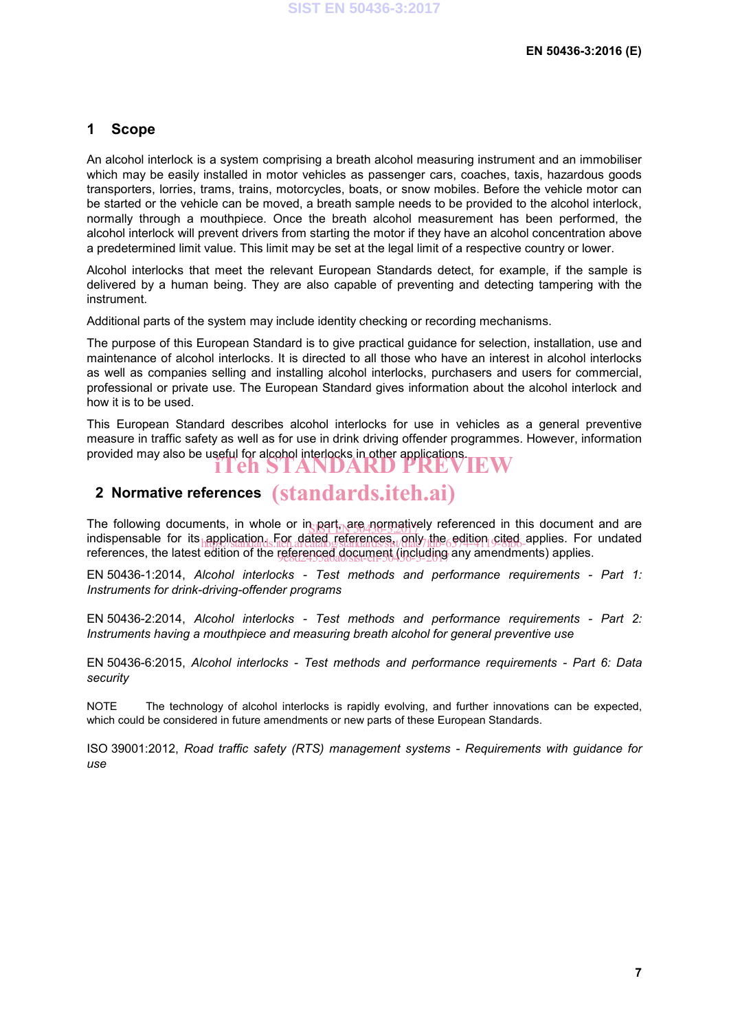## 1 Scope

An alcohol interlock is a system comprising a breath alcohol measuring instrument and an immobiliser which may be easily installed in motor vehicles as passenger cars, coaches, taxis, hazardous goods transporters, lorries, trams, trains, motorcycles, boats, or snow mobiles. Before the vehicle motor can be started or the vehicle can be moved, a breath sample needs to be provided to the alcohol interlock, normally through a mouthpiece. Once the breath alcohol measurement has been performed, the alcohol interlock will prevent drivers from starting the motor if they have an alcohol concentration above a predetermined limit value. This limit may be set at the legal limit of a respective country or lower.

Alcohol interlocks that meet the relevant European Standards detect, for example, if the sample is delivered by a human being. They are also capable of preventing and detecting tampering with the instrument.

Additional parts of the system may include identity checking or recording mechanisms.

The purpose of this European Standard is to give practical guidance for selection, installation, use and maintenance of alcohol interlocks. It is directed to all those who have an interest in alcohol interlocks as well as companies selling and installing alcohol interlocks, purchasers and users for commercial, professional or private use. The European Standard gives information about the alcohol interlock and how it is to be used.

This European Standard describes alcohol interlocks for use in vehicles as a general preventive measure in traffic safety as well as for use in drink driving offender programmes. However, information provided may also be useful for alcohol interlocks in other applications.

## 2 Normative references

The following documents, in whole or in part, are normatively referenced in this document and are indispensable for its application. For dated references, only the edition cited applies. For undated references, the latest edition of the referenced document (including any amendments) applies.

EN 50436-1:2014, *Alcohol interlocks - Test methods and performance requirements - Part 1: Instruments for drink-driving-offender programs*

EN 50436-2:2014, *Alcohol interlocks - Test methods and performance requirements - Part 2: Instruments having a mouthpiece and measuring breath alcohol for general preventive use*

EN 50436-6:2015, *Alcohol interlocks - Test methods and performance requirements - Part 6: Data security*

NOTE The technology of alcohol interlocks is rapidly evolving, and further innovations can be expected, which could be considered in future amendments or new parts of these European Standards.

ISO 39001:2012, *Road traffic safety (RTS) management systems - Requirements with guidance for use*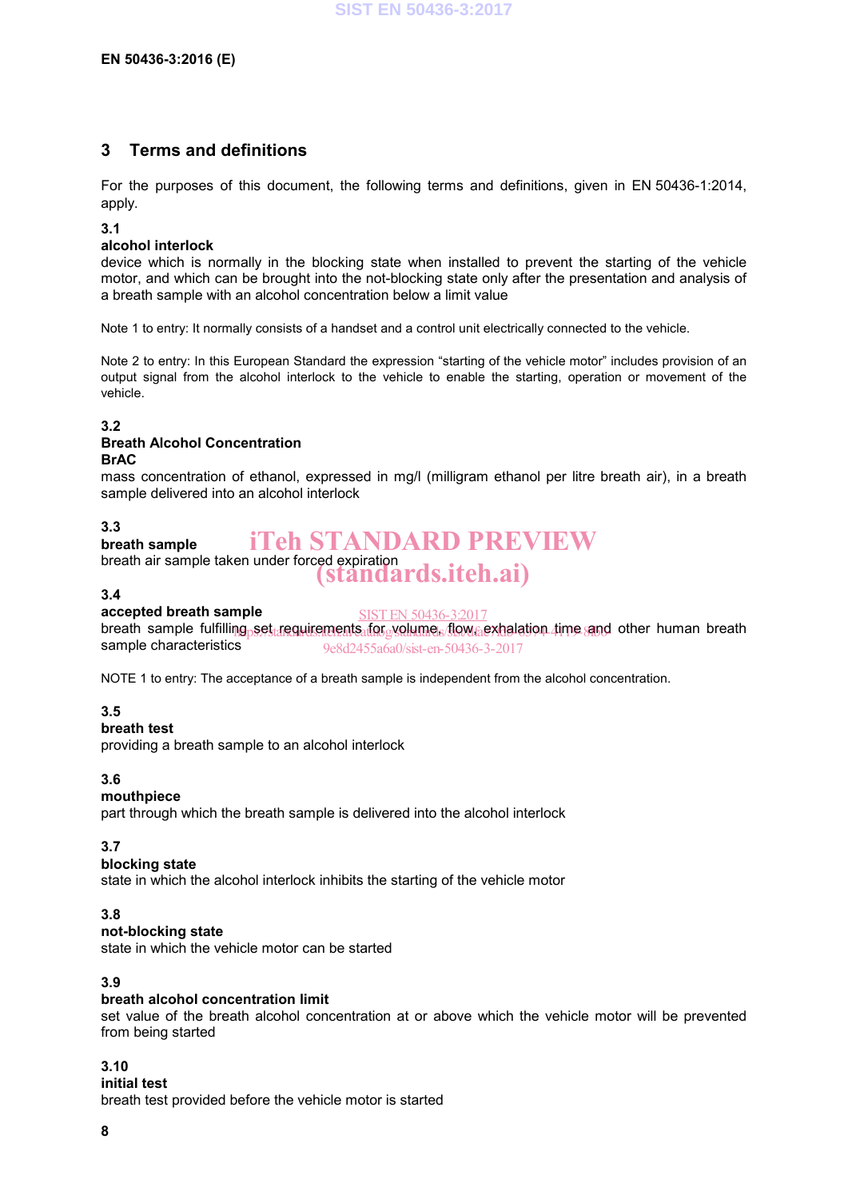## 3 Terms and definitions

For the purposes of this document, the following terms and definitions, given in EN 50436-1:2014, apply.

**3.1**
**alcohol interlock**
device which is normally in the blocking state when installed to prevent the starting of the vehicle motor, and which can be brought into the not-blocking state only after the presentation and analysis of a breath sample with an alcohol concentration below a limit value

Note 1 to entry: It normally consists of a handset and a control unit electrically connected to the vehicle.

Note 2 to entry: In this European Standard the expression "starting of the vehicle motor" includes provision of an output signal from the alcohol interlock to the vehicle to enable the starting, operation or movement of the vehicle.

**3.2**
**Breath Alcohol Concentration**
**BrAC**
mass concentration of ethanol, expressed in mg/l (milligram ethanol per litre breath air), in a breath sample delivered into an alcohol interlock

**3.3**
**breath sample**
breath air sample taken under forced expiration

**3.4**
**accepted breath sample**
breath sample fulfilling set requirements for volume, flow, exhalation time and other human breath sample characteristics

NOTE 1 to entry: The acceptance of a breath sample is independent from the alcohol concentration.

**3.5**
**breath test**
providing a breath sample to an alcohol interlock

**3.6**
**mouthpiece**
part through which the breath sample is delivered into the alcohol interlock

**3.7**
**blocking state**
state in which the alcohol interlock inhibits the starting of the vehicle motor

**3.8**
**not-blocking state**
state in which the vehicle motor can be started

**3.9**
**breath alcohol concentration limit**
set value of the breath alcohol concentration at or above which the vehicle motor will be prevented from being started

**3.10**
**initial test**
breath test provided before the vehicle motor is started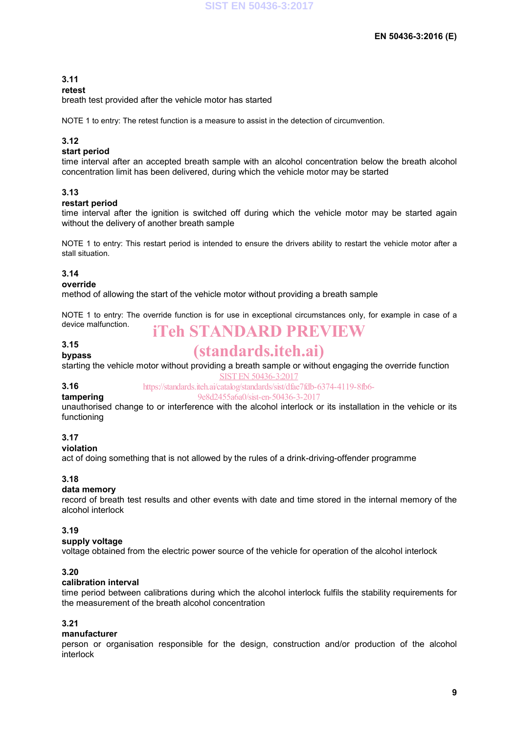### 3.11

**retest**

breath test provided after the vehicle motor has started

NOTE 1 to entry: The retest function is a measure to assist in the detection of circumvention.

### 3.12

**start period**

time interval after an accepted breath sample with an alcohol concentration below the breath alcohol concentration limit has been delivered, during which the vehicle motor may be started

### 3.13

**restart period**

time interval after the ignition is switched off during which the vehicle motor may be started again without the delivery of another breath sample

NOTE 1 to entry: This restart period is intended to ensure the drivers ability to restart the vehicle motor after a stall situation.

### 3.14

**override**

method of allowing the start of the vehicle motor without providing a breath sample

NOTE 1 to entry: The override function is for use in exceptional circumstances only, for example in case of a device malfunction.

### 3.15

**bypass**

starting the vehicle motor without providing a breath sample or without engaging the override function

### 3.16

**tampering**

unauthorised change to or interference with the alcohol interlock or its installation in the vehicle or its functioning

### 3.17

**violation**

act of doing something that is not allowed by the rules of a drink-driving-offender programme

### 3.18

**data memory**

record of breath test results and other events with date and time stored in the internal memory of the alcohol interlock

### 3.19

**supply voltage**

voltage obtained from the electric power source of the vehicle for operation of the alcohol interlock

### 3.20

**calibration interval**

time period between calibrations during which the alcohol interlock fulfils the stability requirements for the measurement of the breath alcohol concentration

### 3.21

**manufacturer**

person or organisation responsible for the design, construction and/or production of the alcohol interlock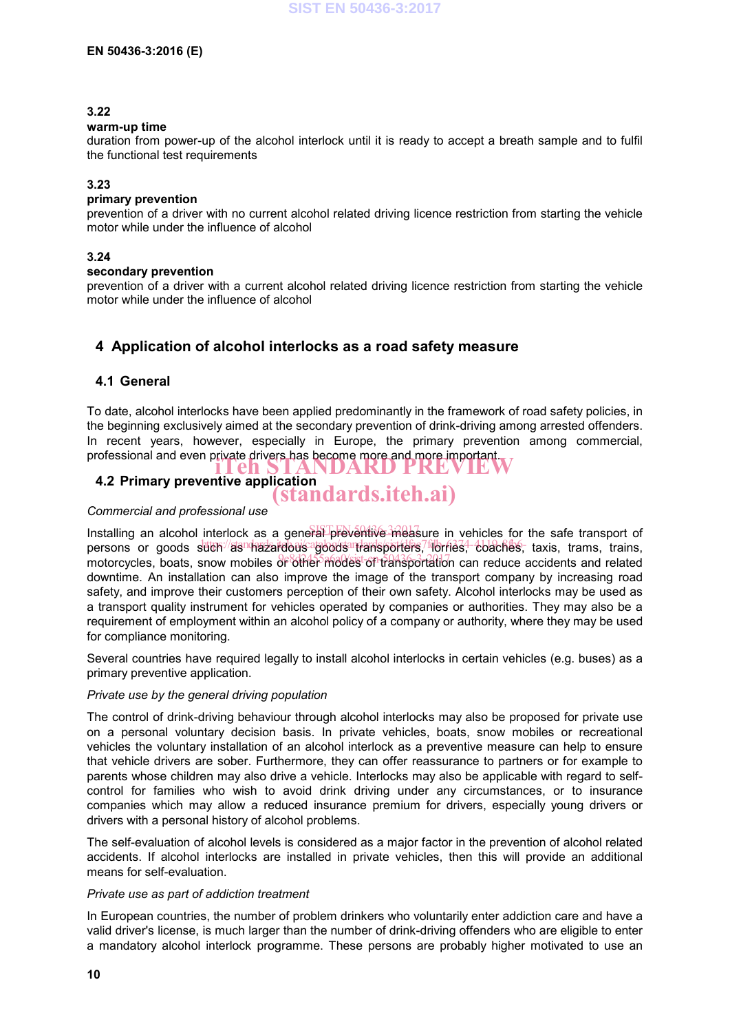### 3.22

**warm-up time**

duration from power-up of the alcohol interlock until it is ready to accept a breath sample and to fulfil the functional test requirements

### 3.23

**primary prevention**

prevention of a driver with no current alcohol related driving licence restriction from starting the vehicle motor while under the influence of alcohol

### 3.24

**secondary prevention**

prevention of a driver with a current alcohol related driving licence restriction from starting the vehicle motor while under the influence of alcohol

## 4 Application of alcohol interlocks as a road safety measure

### 4.1 General

To date, alcohol interlocks have been applied predominantly in the framework of road safety policies, in the beginning exclusively aimed at the secondary prevention of drink-driving among arrested offenders. In recent years, however, especially in Europe, the primary prevention among commercial, professional and even private drivers has become more and more important.

### 4.2 Primary preventive application

*Commercial and professional use*

Installing an alcohol interlock as a general preventive measure in vehicles for the safe transport of persons or goods such as hazardous goods transporters, lorries, coaches, taxis, trams, trains, motorcycles, boats, snow mobiles or other modes of transportation can reduce accidents and related downtime. An installation can also improve the image of the transport company by increasing road safety, and improve their customers perception of their own safety. Alcohol interlocks may be used as a transport quality instrument for vehicles operated by companies or authorities. They may also be a requirement of employment within an alcohol policy of a company or authority, where they may be used for compliance monitoring.

Several countries have required legally to install alcohol interlocks in certain vehicles (e.g. buses) as a primary preventive application.

*Private use by the general driving population*

The control of drink-driving behaviour through alcohol interlocks may also be proposed for private use on a personal voluntary decision basis. In private vehicles, boats, snow mobiles or recreational vehicles the voluntary installation of an alcohol interlock as a preventive measure can help to ensure that vehicle drivers are sober. Furthermore, they can offer reassurance to partners or for example to parents whose children may also drive a vehicle. Interlocks may also be applicable with regard to self-control for families who wish to avoid drink driving under any circumstances, or to insurance companies which may allow a reduced insurance premium for drivers, especially young drivers or drivers with a personal history of alcohol problems.

The self-evaluation of alcohol levels is considered as a major factor in the prevention of alcohol related accidents. If alcohol interlocks are installed in private vehicles, then this will provide an additional means for self-evaluation.

*Private use as part of addiction treatment*

In European countries, the number of problem drinkers who voluntarily enter addiction care and have a valid driver's license, is much larger than the number of drink-driving offenders who are eligible to enter a mandatory alcohol interlock programme. These persons are probably higher motivated to use an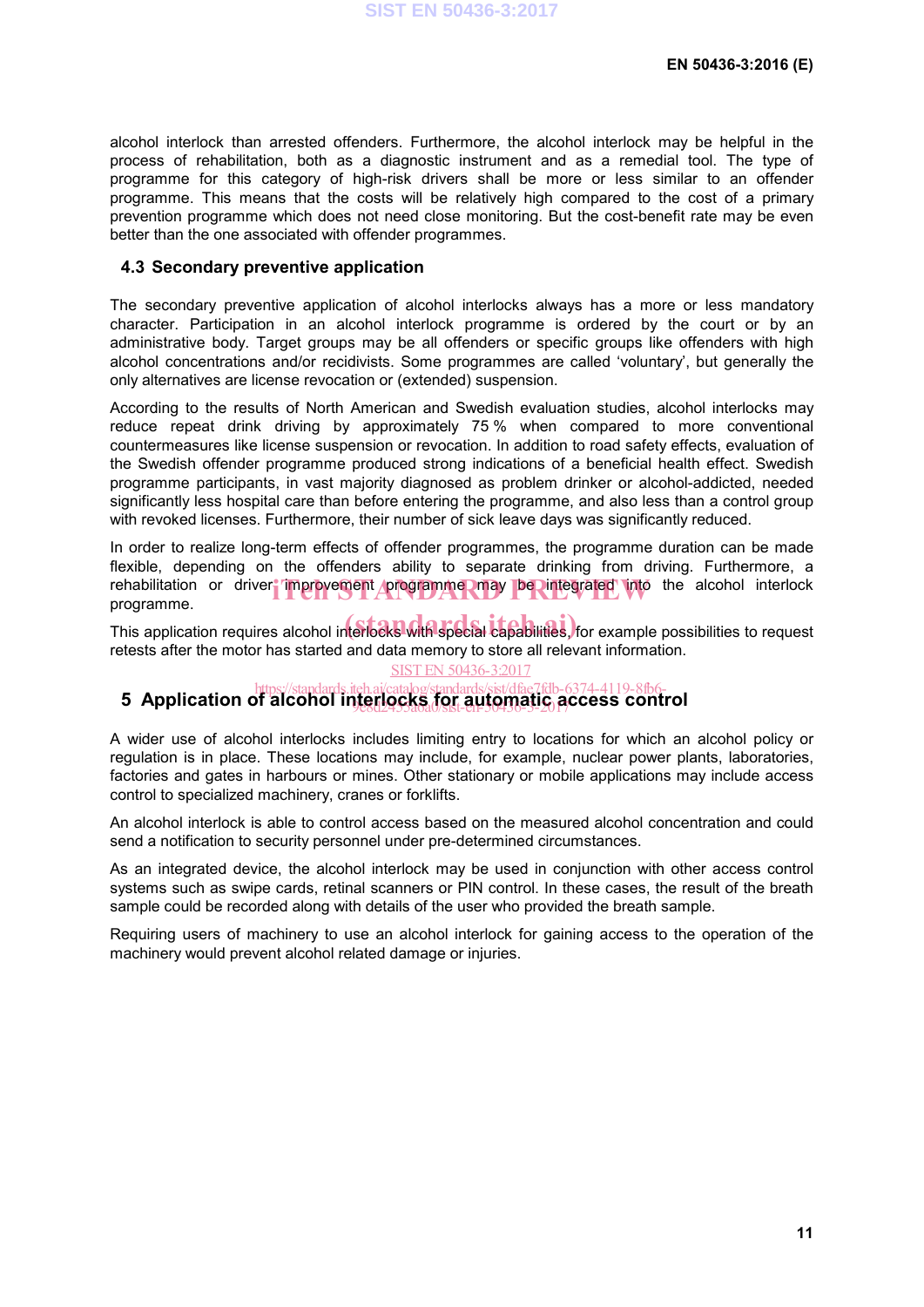alcohol interlock than arrested offenders. Furthermore, the alcohol interlock may be helpful in the process of rehabilitation, both as a diagnostic instrument and as a remedial tool. The type of programme for this category of high-risk drivers shall be more or less similar to an offender programme. This means that the costs will be relatively high compared to the cost of a primary prevention programme which does not need close monitoring. But the cost-benefit rate may be even better than the one associated with offender programmes.

### 4.3 Secondary preventive application

The secondary preventive application of alcohol interlocks always has a more or less mandatory character. Participation in an alcohol interlock programme is ordered by the court or by an administrative body. Target groups may be all offenders or specific groups like offenders with high alcohol concentrations and/or recidivists. Some programmes are called 'voluntary', but generally the only alternatives are license revocation or (extended) suspension.

According to the results of North American and Swedish evaluation studies, alcohol interlocks may reduce repeat drink driving by approximately 75 % when compared to more conventional countermeasures like license suspension or revocation. In addition to road safety effects, evaluation of the Swedish offender programme produced strong indications of a beneficial health effect. Swedish programme participants, in vast majority diagnosed as problem drinker or alcohol-addicted, needed significantly less hospital care than before entering the programme, and also less than a control group with revoked licenses. Furthermore, their number of sick leave days was significantly reduced.

In order to realize long-term effects of offender programmes, the programme duration can be made flexible, depending on the offenders ability to separate drinking from driving. Furthermore, a rehabilitation or driver improvement programme may be integrated into the alcohol interlock programme.

This application requires alcohol interlocks with special capabilities, for example possibilities to request retests after the motor has started and data memory to store all relevant information.

## 5 Application of alcohol interlocks for automatic access control

A wider use of alcohol interlocks includes limiting entry to locations for which an alcohol policy or regulation is in place. These locations may include, for example, nuclear power plants, laboratories, factories and gates in harbours or mines. Other stationary or mobile applications may include access control to specialized machinery, cranes or forklifts.

An alcohol interlock is able to control access based on the measured alcohol concentration and could send a notification to security personnel under pre-determined circumstances.

As an integrated device, the alcohol interlock may be used in conjunction with other access control systems such as swipe cards, retinal scanners or PIN control. In these cases, the result of the breath sample could be recorded along with details of the user who provided the breath sample.

Requiring users of machinery to use an alcohol interlock for gaining access to the operation of the machinery would prevent alcohol related damage or injuries.